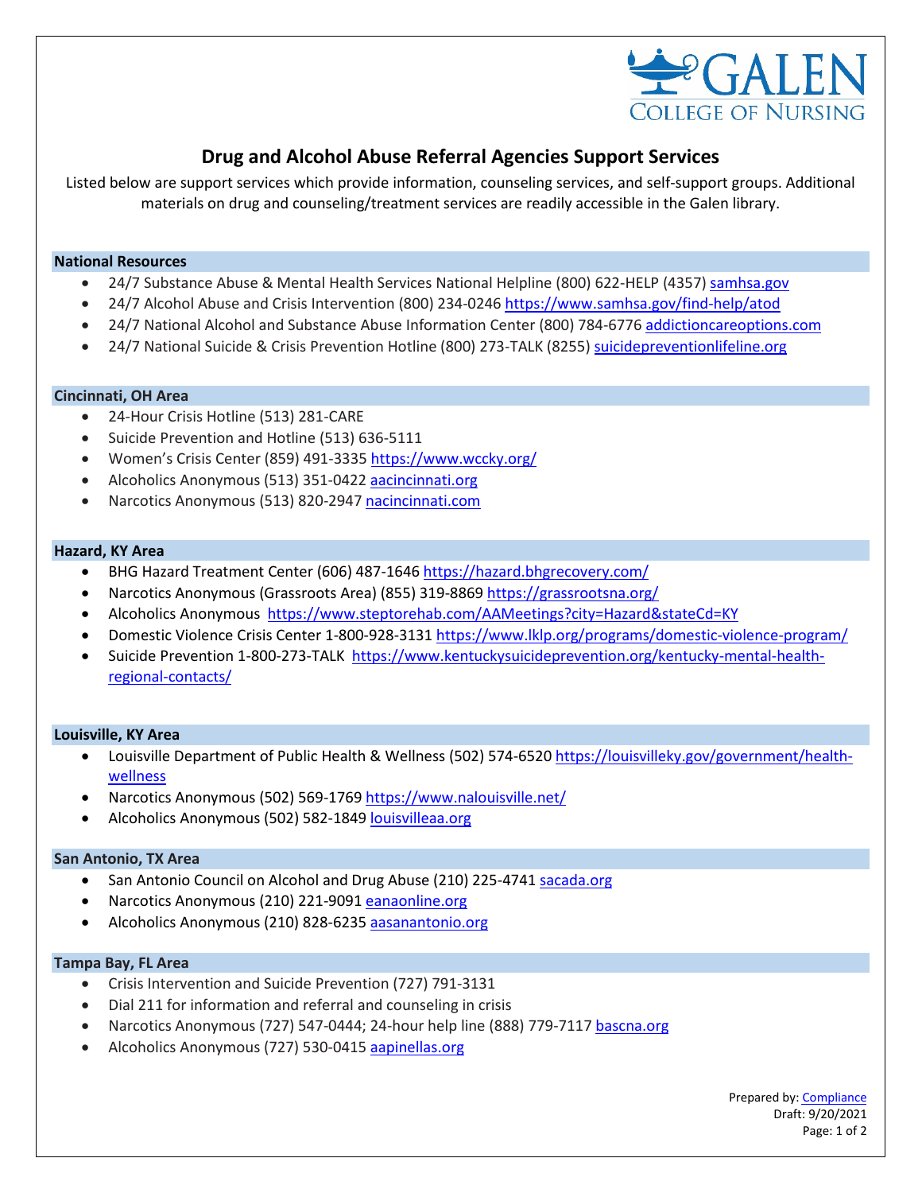GALEN
COLLEGE OF NURSING

# Drug and Alcohol Abuse Referral Agencies Support Services

Listed below are support services which provide information, counseling services, and self-support groups. Additional materials on drug and counseling/treatment services are readily accessible in the Galen library.

## National Resources

- 24/7 Substance Abuse & Mental Health Services National Helpline (800) 622-HELP (4357) samhsa.gov
- 24/7 Alcohol Abuse and Crisis Intervention (800) 234-0246 https://www.samhsa.gov/find-help/atod
- 24/7 National Alcohol and Substance Abuse Information Center (800) 784-6776 addictioncareoptions.com
- 24/7 National Suicide & Crisis Prevention Hotline (800) 273-TALK (8255) suicidepreventionlifeline.org

## Cincinnati, OH Area

- 24-Hour Crisis Hotline (513) 281-CARE
- Suicide Prevention and Hotline (513) 636-5111
- Women's Crisis Center (859) 491-3335 https://www.wccky.org/
- Alcoholics Anonymous (513) 351-0422 aacincinnati.org
- Narcotics Anonymous (513) 820-2947 nacincinnati.com

## Hazard, KY Area

- BHG Hazard Treatment Center (606) 487-1646 https://hazard.bhgrecovery.com/
- Narcotics Anonymous (Grassroots Area) (855) 319-8869 https://grassrootsna.org/
- Alcoholics Anonymous https://www.steptorehab.com/AAMeetings?city=Hazard&stateCd=KY
- Domestic Violence Crisis Center 1-800-928-3131 https://www.lklp.org/programs/domestic-violence-program/
- Suicide Prevention 1-800-273-TALK https://www.kentuckysuicideprevention.org/kentucky-mental-health-regional-contacts/

## Louisville, KY Area

- Louisville Department of Public Health & Wellness (502) 574-6520 https://louisvilleky.gov/government/health-wellness
- Narcotics Anonymous (502) 569-1769 https://www.nalouisville.net/
- Alcoholics Anonymous (502) 582-1849 louisvilleaa.org

## San Antonio, TX Area

- San Antonio Council on Alcohol and Drug Abuse (210) 225-4741 sacada.org
- Narcotics Anonymous (210) 221-9091 eanaonline.org
- Alcoholics Anonymous (210) 828-6235 aasanantonio.org

## Tampa Bay, FL Area

- Crisis Intervention and Suicide Prevention (727) 791-3131
- Dial 211 for information and referral and counseling in crisis
- Narcotics Anonymous (727) 547-0444; 24-hour help line (888) 779-7117 bascna.org
- Alcoholics Anonymous (727) 530-0415 aapinellas.org

Prepared by: Compliance
Draft: 9/20/2021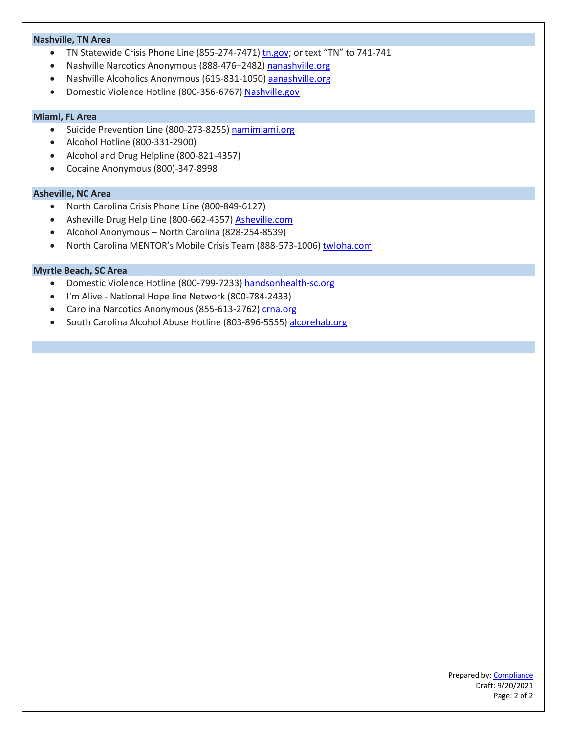## Nashville, TN Area

- TN Statewide Crisis Phone Line (855-274-7471) tn.gov; or text "TN" to 741-741
- Nashville Narcotics Anonymous (888-476–2482) nanashville.org
- Nashville Alcoholics Anonymous (615-831-1050) aanashville.org
- Domestic Violence Hotline (800-356-6767) Nashville.gov

## Miami, FL Area

- Suicide Prevention Line (800-273-8255) namimiami.org
- Alcohol Hotline (800-331-2900)
- Alcohol and Drug Helpline (800-821-4357)
- Cocaine Anonymous (800)-347-8998

## Asheville, NC Area

- North Carolina Crisis Phone Line (800-849-6127)
- Asheville Drug Help Line (800-662-4357) Asheville.com
- Alcohol Anonymous – North Carolina (828-254-8539)
- North Carolina MENTOR's Mobile Crisis Team (888-573-1006) twloha.com

## Myrtle Beach, SC Area

- Domestic Violence Hotline (800-799-7233) handsonhealth-sc.org
- I'm Alive - National Hope line Network (800-784-2433)
- Carolina Narcotics Anonymous (855-613-2762) crna.org
- South Carolina Alcohol Abuse Hotline (803-896-5555) alcorehab.org

Prepared by: Compliance
Draft: 9/20/2021